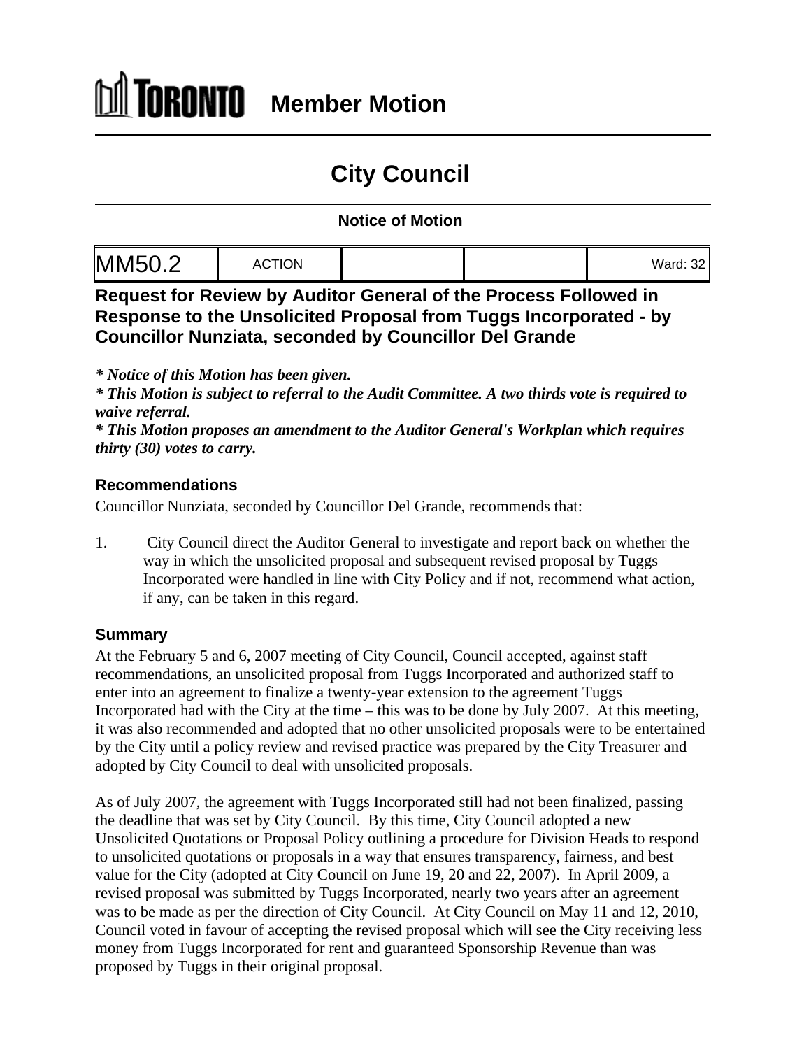# TORONTO Member Motion

# City Council

### Notice of Motion

| MM50.2 | ACTION | | | Ward: 32 |
|---|---|---|---|---|

## Request for Review by Auditor General of the Process Followed in Response to the Unsolicited Proposal from Tuggs Incorporated - by Councillor Nunziata, seconded by Councillor Del Grande

***\* Notice of this Motion has been given.***
***\* This Motion is subject to referral to the Audit Committee. A two thirds vote is required to waive referral.***
***\* This Motion proposes an amendment to the Auditor General's Workplan which requires thirty (30) votes to carry.***

### Recommendations

Councillor Nunziata, seconded by Councillor Del Grande, recommends that:

1. City Council direct the Auditor General to investigate and report back on whether the way in which the unsolicited proposal and subsequent revised proposal by Tuggs Incorporated were handled in line with City Policy and if not, recommend what action, if any, can be taken in this regard.

### Summary

At the February 5 and 6, 2007 meeting of City Council, Council accepted, against staff recommendations, an unsolicited proposal from Tuggs Incorporated and authorized staff to enter into an agreement to finalize a twenty-year extension to the agreement Tuggs Incorporated had with the City at the time – this was to be done by July 2007. At this meeting, it was also recommended and adopted that no other unsolicited proposals were to be entertained by the City until a policy review and revised practice was prepared by the City Treasurer and adopted by City Council to deal with unsolicited proposals.

As of July 2007, the agreement with Tuggs Incorporated still had not been finalized, passing the deadline that was set by City Council. By this time, City Council adopted a new Unsolicited Quotations or Proposal Policy outlining a procedure for Division Heads to respond to unsolicited quotations or proposals in a way that ensures transparency, fairness, and best value for the City (adopted at City Council on June 19, 20 and 22, 2007). In April 2009, a revised proposal was submitted by Tuggs Incorporated, nearly two years after an agreement was to be made as per the direction of City Council. At City Council on May 11 and 12, 2010, Council voted in favour of accepting the revised proposal which will see the City receiving less money from Tuggs Incorporated for rent and guaranteed Sponsorship Revenue than was proposed by Tuggs in their original proposal.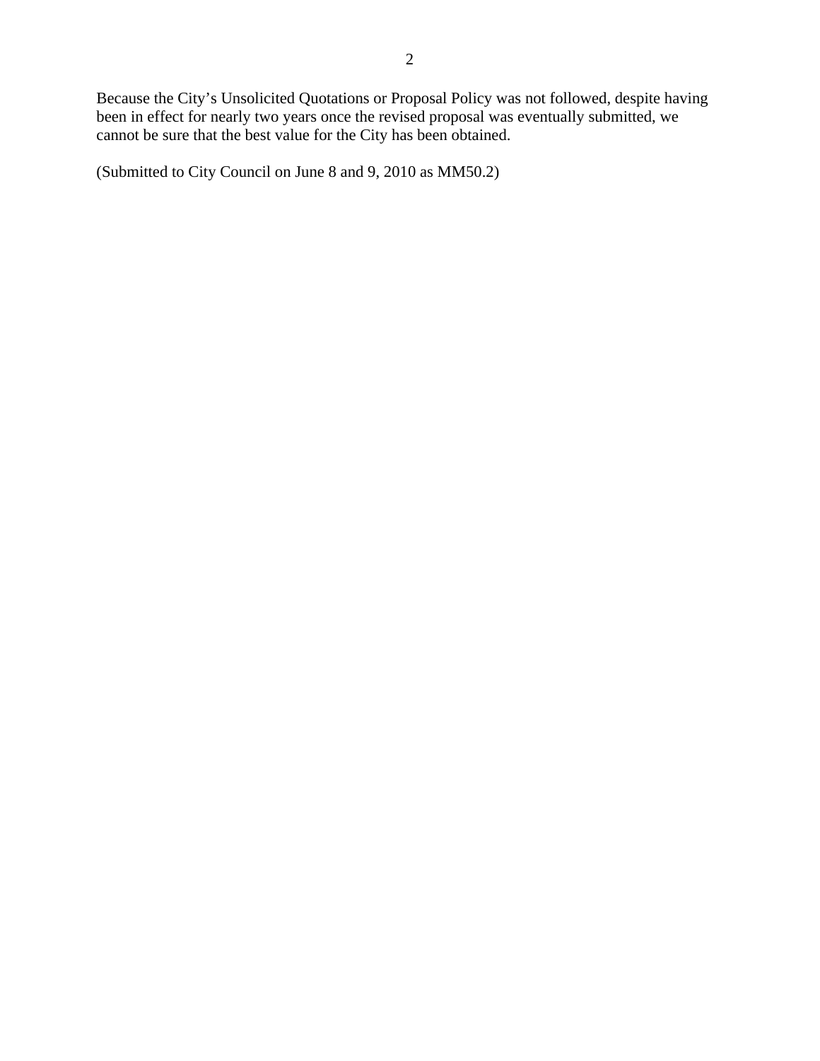Because the City's Unsolicited Quotations or Proposal Policy was not followed, despite having been in effect for nearly two years once the revised proposal was eventually submitted, we cannot be sure that the best value for the City has been obtained.

(Submitted to City Council on June 8 and 9, 2010 as MM50.2)